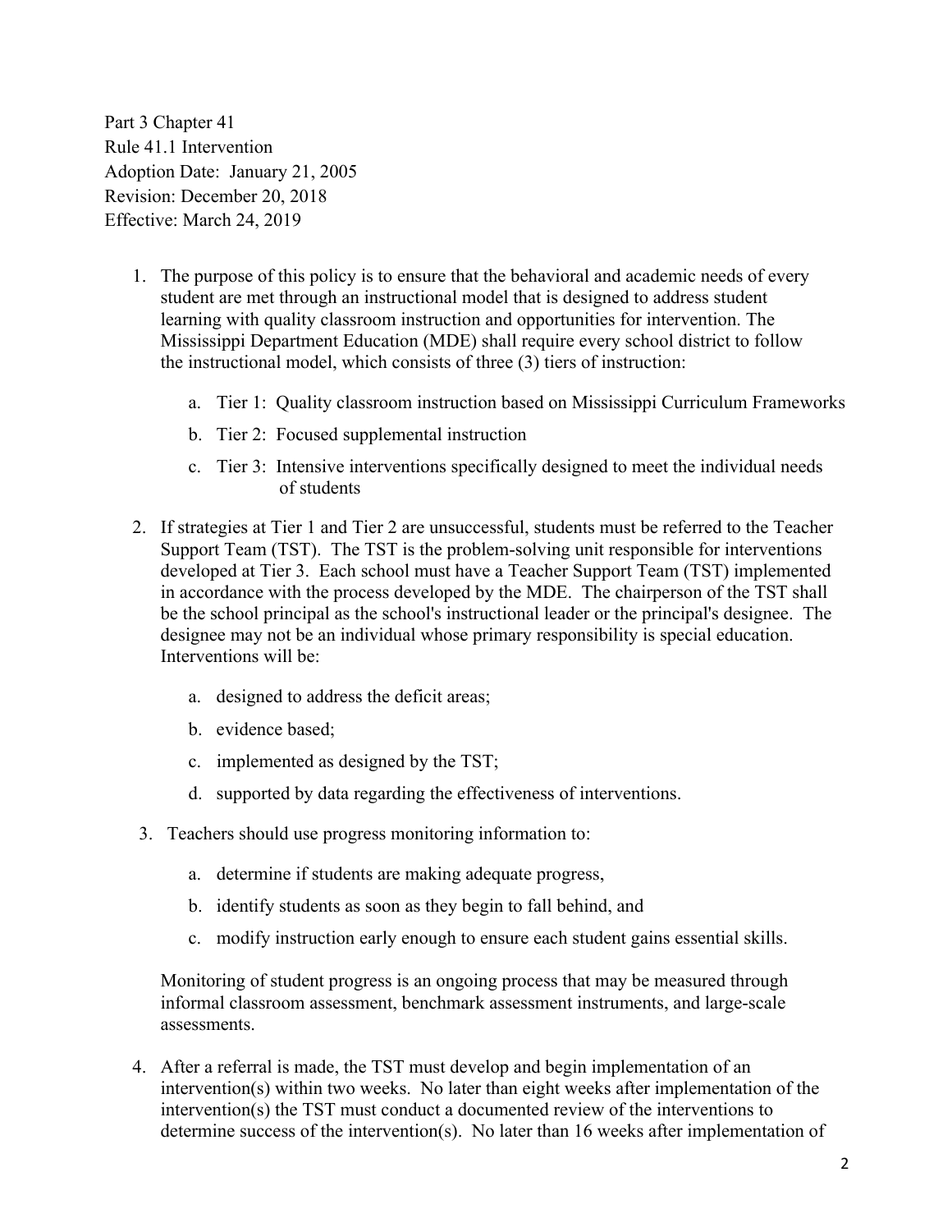Part 3 Chapter 41
Rule 41.1 Intervention
Adoption Date: January 21, 2005
Revision: December 20, 2018
Effective: March 24, 2019

1. The purpose of this policy is to ensure that the behavioral and academic needs of every student are met through an instructional model that is designed to address student learning with quality classroom instruction and opportunities for intervention. The Mississippi Department Education (MDE) shall require every school district to follow the instructional model, which consists of three (3) tiers of instruction:

    a. Tier 1: Quality classroom instruction based on Mississippi Curriculum Frameworks

    b. Tier 2: Focused supplemental instruction

    c. Tier 3: Intensive interventions specifically designed to meet the individual needs of students

2. If strategies at Tier 1 and Tier 2 are unsuccessful, students must be referred to the Teacher Support Team (TST). The TST is the problem-solving unit responsible for interventions developed at Tier 3. Each school must have a Teacher Support Team (TST) implemented in accordance with the process developed by the MDE. The chairperson of the TST shall be the school principal as the school's instructional leader or the principal's designee. The designee may not be an individual whose primary responsibility is special education. Interventions will be:

    a. designed to address the deficit areas;

    b. evidence based;

    c. implemented as designed by the TST;

    d. supported by data regarding the effectiveness of interventions.

3. Teachers should use progress monitoring information to:

    a. determine if students are making adequate progress,

    b. identify students as soon as they begin to fall behind, and

    c. modify instruction early enough to ensure each student gains essential skills.

    Monitoring of student progress is an ongoing process that may be measured through informal classroom assessment, benchmark assessment instruments, and large-scale assessments.

4. After a referral is made, the TST must develop and begin implementation of an intervention(s) within two weeks. No later than eight weeks after implementation of the intervention(s) the TST must conduct a documented review of the interventions to determine success of the intervention(s). No later than 16 weeks after implementation of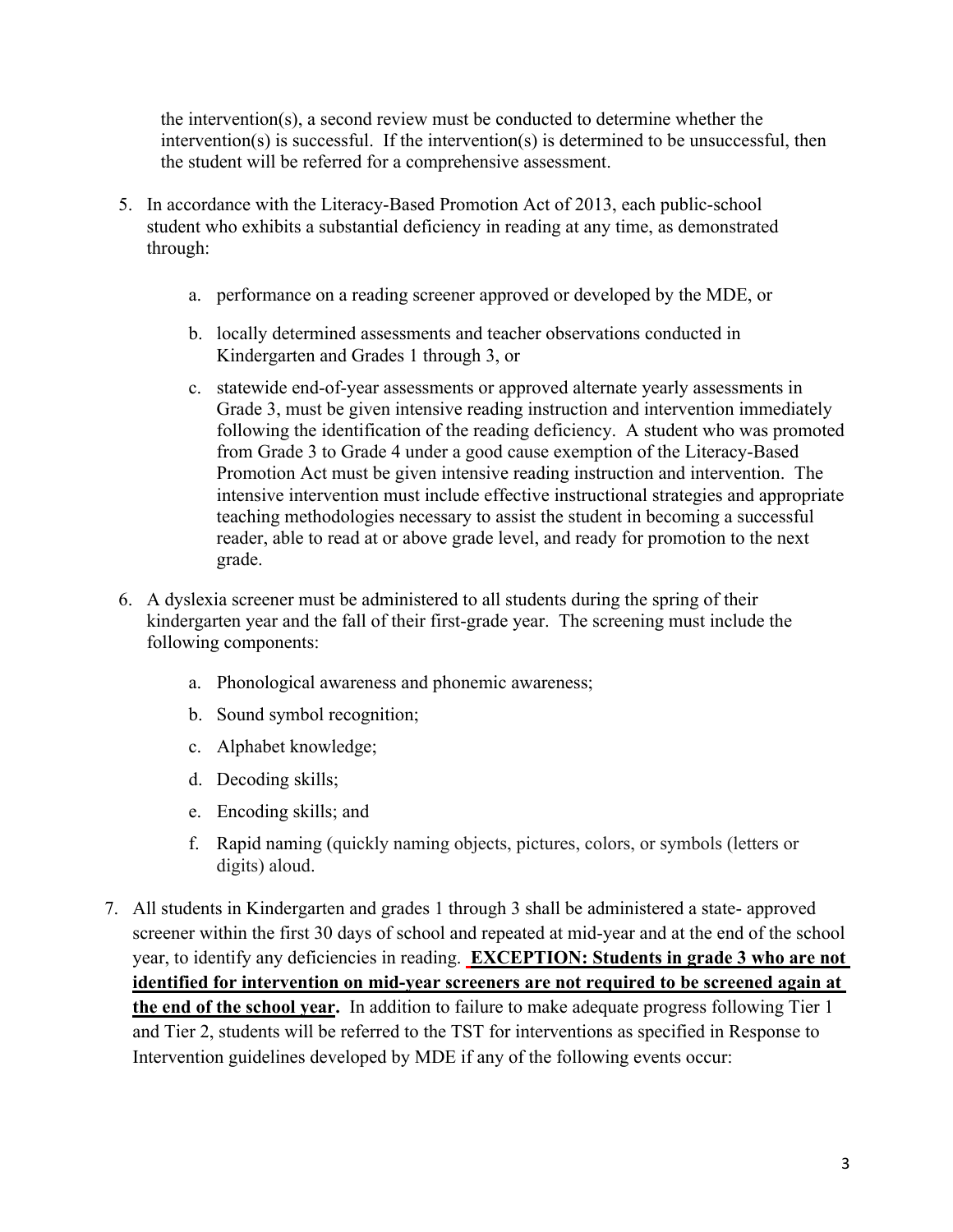the intervention(s), a second review must be conducted to determine whether the intervention(s) is successful. If the intervention(s) is determined to be unsuccessful, then the student will be referred for a comprehensive assessment.

5. In accordance with the Literacy-Based Promotion Act of 2013, each public-school student who exhibits a substantial deficiency in reading at any time, as demonstrated through:

    a. performance on a reading screener approved or developed by the MDE, or

    b. locally determined assessments and teacher observations conducted in Kindergarten and Grades 1 through 3, or

    c. statewide end-of-year assessments or approved alternate yearly assessments in Grade 3, must be given intensive reading instruction and intervention immediately following the identification of the reading deficiency. A student who was promoted from Grade 3 to Grade 4 under a good cause exemption of the Literacy-Based Promotion Act must be given intensive reading instruction and intervention. The intensive intervention must include effective instructional strategies and appropriate teaching methodologies necessary to assist the student in becoming a successful reader, able to read at or above grade level, and ready for promotion to the next grade.

6. A dyslexia screener must be administered to all students during the spring of their kindergarten year and the fall of their first-grade year. The screening must include the following components:

    a. Phonological awareness and phonemic awareness;

    b. Sound symbol recognition;

    c. Alphabet knowledge;

    d. Decoding skills;

    e. Encoding skills; and

    f. Rapid naming (quickly naming objects, pictures, colors, or symbols (letters or digits) aloud.

7. All students in Kindergarten and grades 1 through 3 shall be administered a state- approved screener within the first 30 days of school and repeated at mid-year and at the end of the school year, to identify any deficiencies in reading. **EXCEPTION: Students in grade 3 who are not identified for intervention on mid-year screeners are not required to be screened again at the end of the school year.** In addition to failure to make adequate progress following Tier 1 and Tier 2, students will be referred to the TST for interventions as specified in Response to Intervention guidelines developed by MDE if any of the following events occur: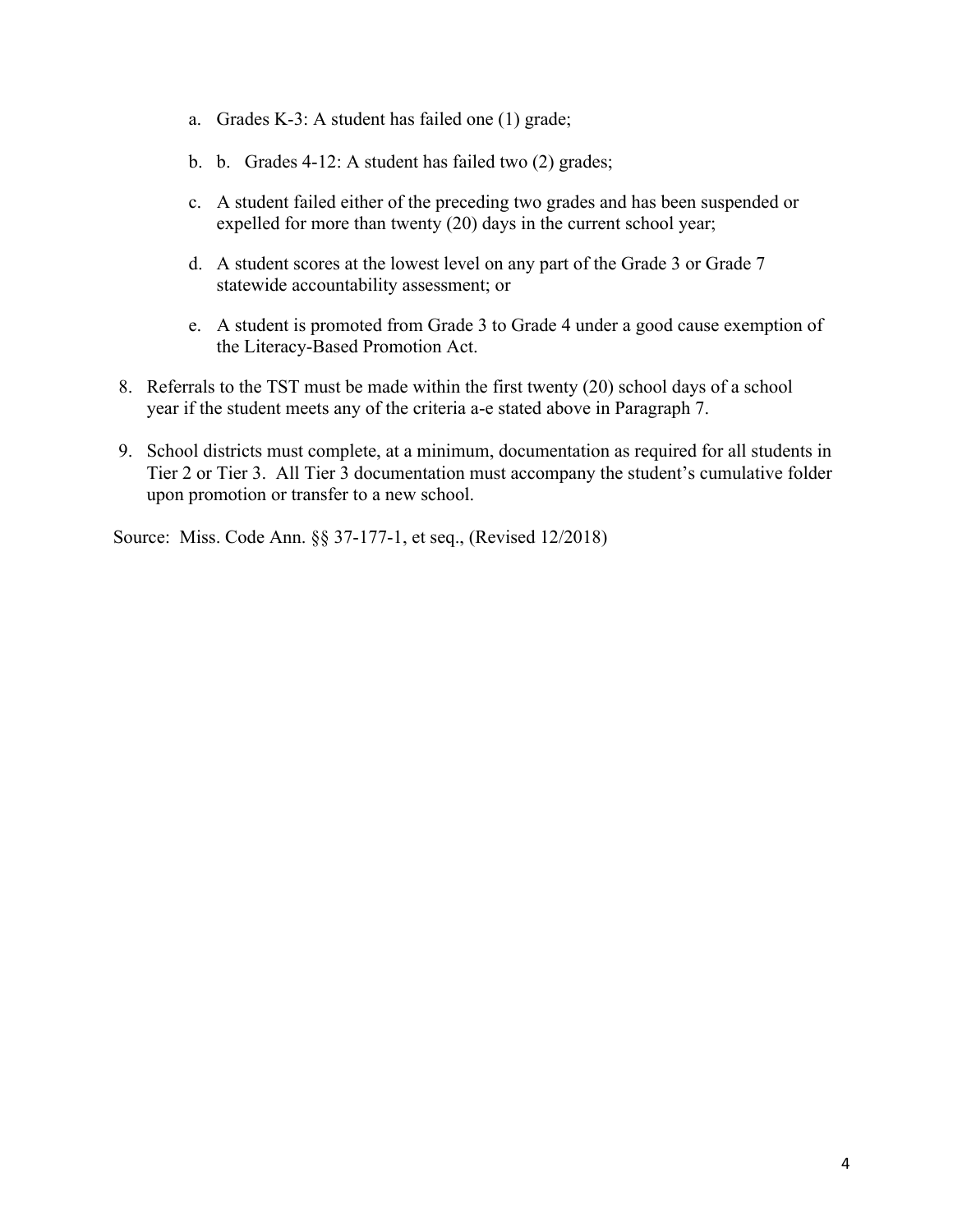a. Grades K-3: A student has failed one (1) grade;

b. b. Grades 4-12: A student has failed two (2) grades;

c. A student failed either of the preceding two grades and has been suspended or expelled for more than twenty (20) days in the current school year;

d. A student scores at the lowest level on any part of the Grade 3 or Grade 7 statewide accountability assessment; or

e. A student is promoted from Grade 3 to Grade 4 under a good cause exemption of the Literacy-Based Promotion Act.

8. Referrals to the TST must be made within the first twenty (20) school days of a school year if the student meets any of the criteria a-e stated above in Paragraph 7.

9. School districts must complete, at a minimum, documentation as required for all students in Tier 2 or Tier 3. All Tier 3 documentation must accompany the student's cumulative folder upon promotion or transfer to a new school.

Source: Miss. Code Ann. §§ 37-177-1, et seq., (Revised 12/2018)